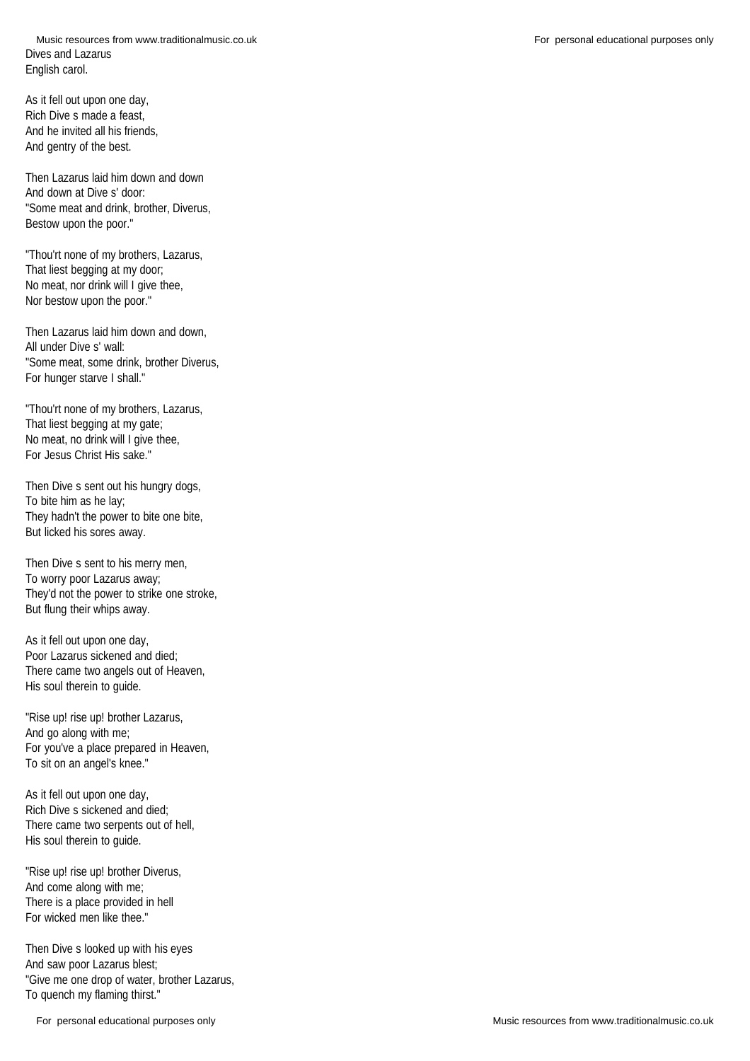Dives and Lazarus
English carol.

As it fell out upon one day,
Rich Dive s made a feast,
And he invited all his friends,
And gentry of the best.

Then Lazarus laid him down and down
And down at Dive s' door:
"Some meat and drink, brother, Diverus,
Bestow upon the poor."

"Thou'rt none of my brothers, Lazarus,
That liest begging at my door;
No meat, nor drink will I give thee,
Nor bestow upon the poor."

Then Lazarus laid him down and down,
All under Dive s' wall:
"Some meat, some drink, brother Diverus,
For hunger starve I shall."

"Thou'rt none of my brothers, Lazarus,
That liest begging at my gate;
No meat, no drink will I give thee,
For Jesus Christ His sake."

Then Dive s sent out his hungry dogs,
To bite him as he lay;
They hadn't the power to bite one bite,
But licked his sores away.

Then Dive s sent to his merry men,
To worry poor Lazarus away;
They'd not the power to strike one stroke,
But flung their whips away.

As it fell out upon one day,
Poor Lazarus sickened and died;
There came two angels out of Heaven,
His soul therein to guide.

"Rise up! rise up! brother Lazarus,
And go along with me;
For you've a place prepared in Heaven,
To sit on an angel's knee."

As it fell out upon one day,
Rich Dive s sickened and died;
There came two serpents out of hell,
His soul therein to guide.

"Rise up! rise up! brother Diverus,
And come along with me;
There is a place provided in hell
For wicked men like thee."

Then Dive s looked up with his eyes
And saw poor Lazarus blest;
"Give me one drop of water, brother Lazarus,
To quench my flaming thirst."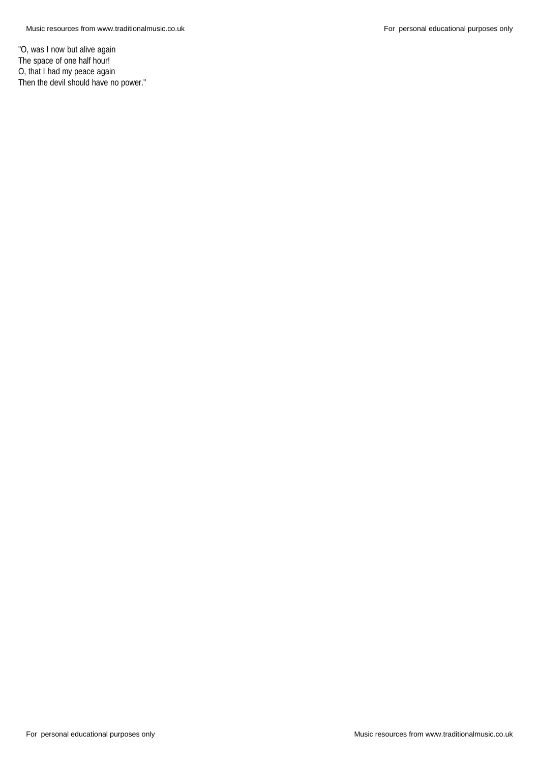"O, was I now but alive again
The space of one half hour!
O, that I had my peace again
Then the devil should have no power."